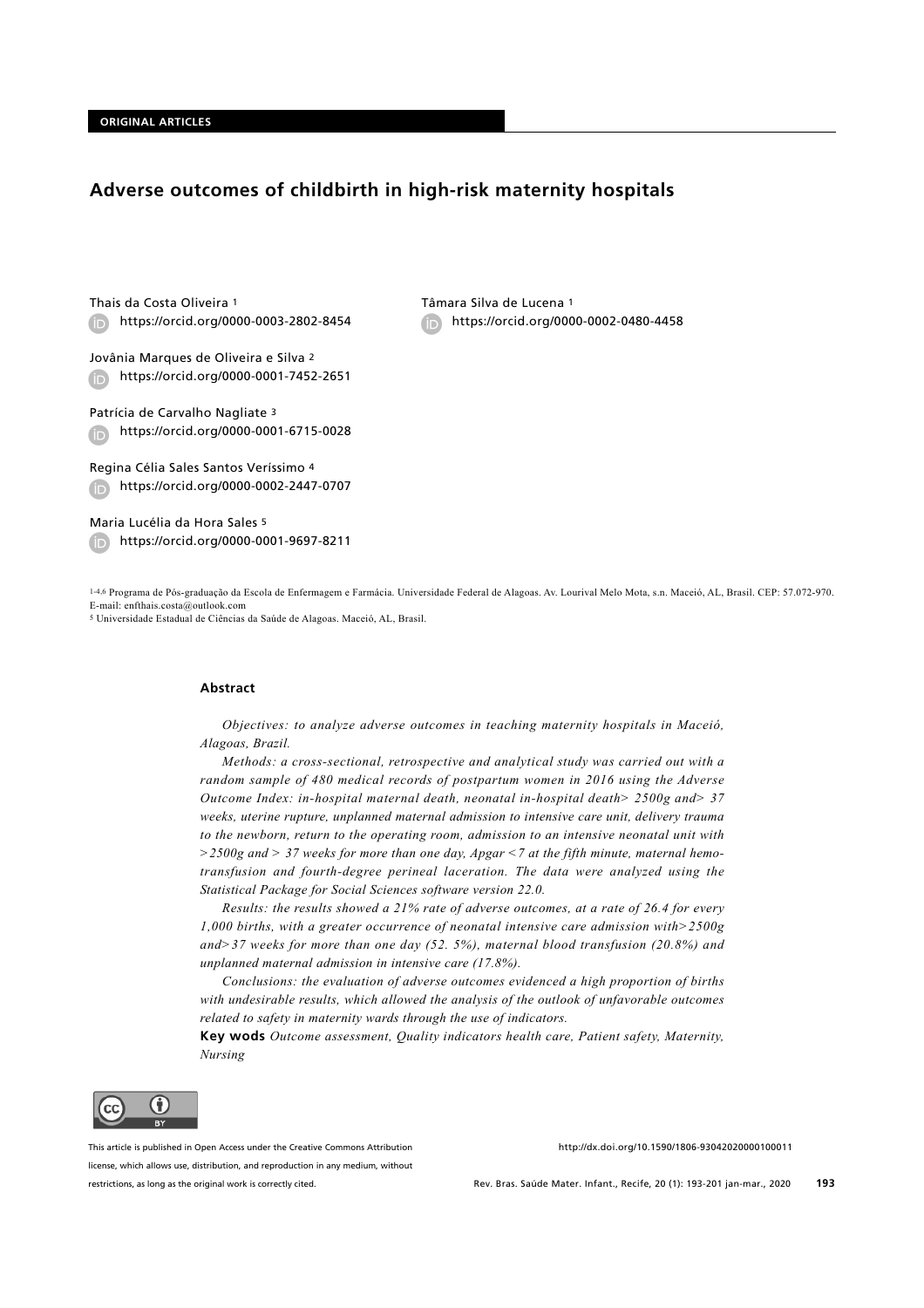ORIGINAL ARTICLES

# Adverse outcomes of childbirth in high-risk maternity hospitals

Thais da Costa Oliveira [1]
https://orcid.org/0000-0003-2802-8454

Tâmara Silva de Lucena [1]
https://orcid.org/0000-0002-0480-4458

Jovânia Marques de Oliveira e Silva [2]
https://orcid.org/0000-0001-7452-2651

Patrícia de Carvalho Nagliate [3]
https://orcid.org/0000-0001-6715-0028

Regina Célia Sales Santos Veríssimo [4]
https://orcid.org/0000-0002-2447-0707

Maria Lucélia da Hora Sales [5]
https://orcid.org/0000-0001-9697-8211

[1-4,6] Programa de Pós-graduação da Escola de Enfermagem e Farmácia. Universidade Federal de Alagoas. Av. Lourival Melo Mota, s.n. Maceió, AL, Brasil. CEP: 57.072-970. E-mail: enfthais.costa@outlook.com
[5] Universidade Estadual de Ciências da Saúde de Alagoas. Maceió, AL, Brasil.

## Abstract

*Objectives: to analyze adverse outcomes in teaching maternity hospitals in Maceió, Alagoas, Brazil.*

*Methods: a cross-sectional, retrospective and analytical study was carried out with a random sample of 480 medical records of postpartum women in 2016 using the Adverse Outcome Index: in-hospital maternal death, neonatal in-hospital death> 2500g and> 37 weeks, uterine rupture, unplanned maternal admission to intensive care unit, delivery trauma to the newborn, return to the operating room, admission to an intensive neonatal unit with >2500g and > 37 weeks for more than one day, Apgar <7 at the fifth minute, maternal hemotransfusion and fourth-degree perineal laceration. The data were analyzed using the Statistical Package for Social Sciences software version 22.0.*

*Results: the results showed a 21% rate of adverse outcomes, at a rate of 26.4 for every 1,000 births, with a greater occurrence of neonatal intensive care admission with>2500g and>37 weeks for more than one day (52. 5%), maternal blood transfusion (20.8%) and unplanned maternal admission in intensive care (17.8%).*

*Conclusions: the evaluation of adverse outcomes evidenced a high proportion of births with undesirable results, which allowed the analysis of the outlook of unfavorable outcomes related to safety in maternity wards through the use of indicators.*

**Key wods** *Outcome assessment, Quality indicators health care, Patient safety, Maternity, Nursing*

This article is published in Open Access under the Creative Commons Attribution license, which allows use, distribution, and reproduction in any medium, without restrictions, as long as the original work is correctly cited.

http://dx.doi.org/10.1590/1806-93042020000100011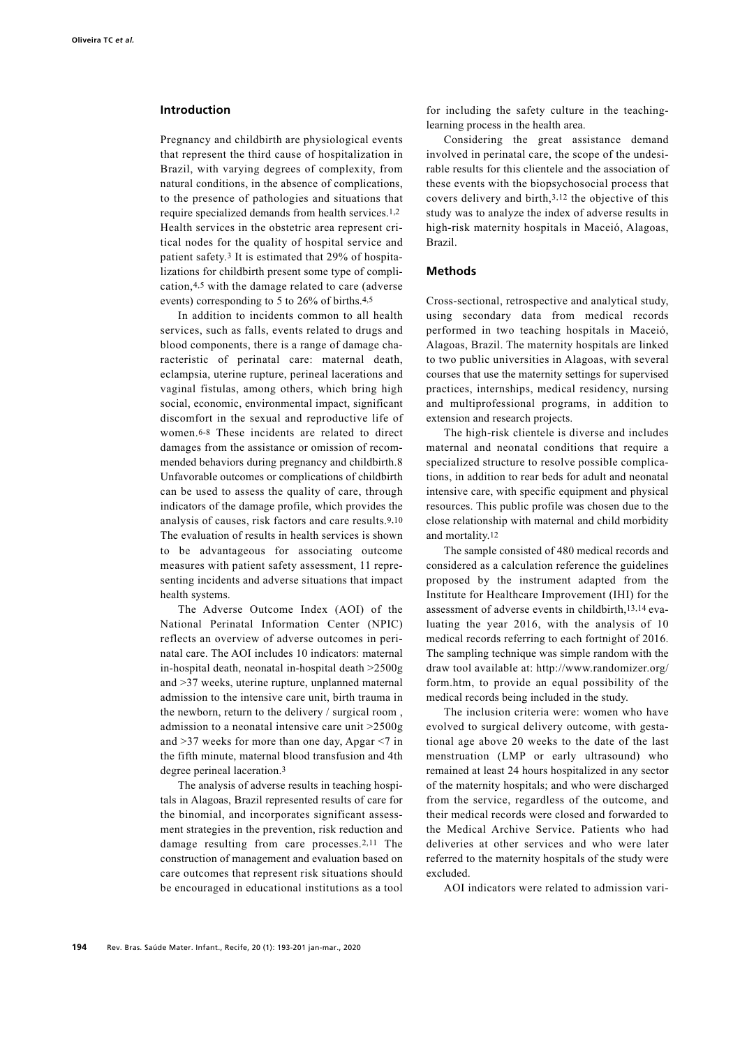## Introduction

Pregnancy and childbirth are physiological events that represent the third cause of hospitalization in Brazil, with varying degrees of complexity, from natural conditions, in the absence of complications, to the presence of pathologies and situations that require specialized demands from health services.[1,2] Health services in the obstetric area represent critical nodes for the quality of hospital service and patient safety.[3] It is estimated that 29% of hospitalizations for childbirth present some type of complication,[4,5] with the damage related to care (adverse events) corresponding to 5 to 26% of births.[4,5]

In addition to incidents common to all health services, such as falls, events related to drugs and blood components, there is a range of damage characteristic of perinatal care: maternal death, eclampsia, uterine rupture, perineal lacerations and vaginal fistulas, among others, which bring high social, economic, environmental impact, significant discomfort in the sexual and reproductive life of women.[6-8] These incidents are related to direct damages from the assistance or omission of recommended behaviors during pregnancy and childbirth.[8] Unfavorable outcomes or complications of childbirth can be used to assess the quality of care, through indicators of the damage profile, which provides the analysis of causes, risk factors and care results.[9,10] The evaluation of results in health services is shown to be advantageous for associating outcome measures with patient safety assessment, 11 representing incidents and adverse situations that impact health systems.

The Adverse Outcome Index (AOI) of the National Perinatal Information Center (NPIC) reflects an overview of adverse outcomes in perinatal care. The AOI includes 10 indicators: maternal in-hospital death, neonatal in-hospital death >2500g and >37 weeks, uterine rupture, unplanned maternal admission to the intensive care unit, birth trauma in the newborn, return to the delivery / surgical room , admission to a neonatal intensive care unit >2500g and >37 weeks for more than one day, Apgar <7 in the fifth minute, maternal blood transfusion and 4th degree perineal laceration.[3]

The analysis of adverse results in teaching hospitals in Alagoas, Brazil represented results of care for the binomial, and incorporates significant assessment strategies in the prevention, risk reduction and damage resulting from care processes.[2,11] The construction of management and evaluation based on care outcomes that represent risk situations should be encouraged in educational institutions as a tool for including the safety culture in the teaching-learning process in the health area.

Considering the great assistance demand involved in perinatal care, the scope of the undesirable results for this clientele and the association of these events with the biopsychosocial process that covers delivery and birth,[3,12] the objective of this study was to analyze the index of adverse results in high-risk maternity hospitals in Maceió, Alagoas, Brazil.

## Methods

Cross-sectional, retrospective and analytical study, using secondary data from medical records performed in two teaching hospitals in Maceió, Alagoas, Brazil. The maternity hospitals are linked to two public universities in Alagoas, with several courses that use the maternity settings for supervised practices, internships, medical residency, nursing and multiprofessional programs, in addition to extension and research projects.

The high-risk clientele is diverse and includes maternal and neonatal conditions that require a specialized structure to resolve possible complications, in addition to rear beds for adult and neonatal intensive care, with specific equipment and physical resources. This public profile was chosen due to the close relationship with maternal and child morbidity and mortality.[12]

The sample consisted of 480 medical records and considered as a calculation reference the guidelines proposed by the instrument adapted from the Institute for Healthcare Improvement (IHI) for the assessment of adverse events in childbirth,[13,14] evaluating the year 2016, with the analysis of 10 medical records referring to each fortnight of 2016. The sampling technique was simple random with the draw tool available at: http://www.randomizer.org/form.htm, to provide an equal possibility of the medical records being included in the study.

The inclusion criteria were: women who have evolved to surgical delivery outcome, with gestational age above 20 weeks to the date of the last menstruation (LMP or early ultrasound) who remained at least 24 hours hospitalized in any sector of the maternity hospitals; and who were discharged from the service, regardless of the outcome, and their medical records were closed and forwarded to the Medical Archive Service. Patients who had deliveries at other services and who were later referred to the maternity hospitals of the study were excluded.

AOI indicators were related to admission vari-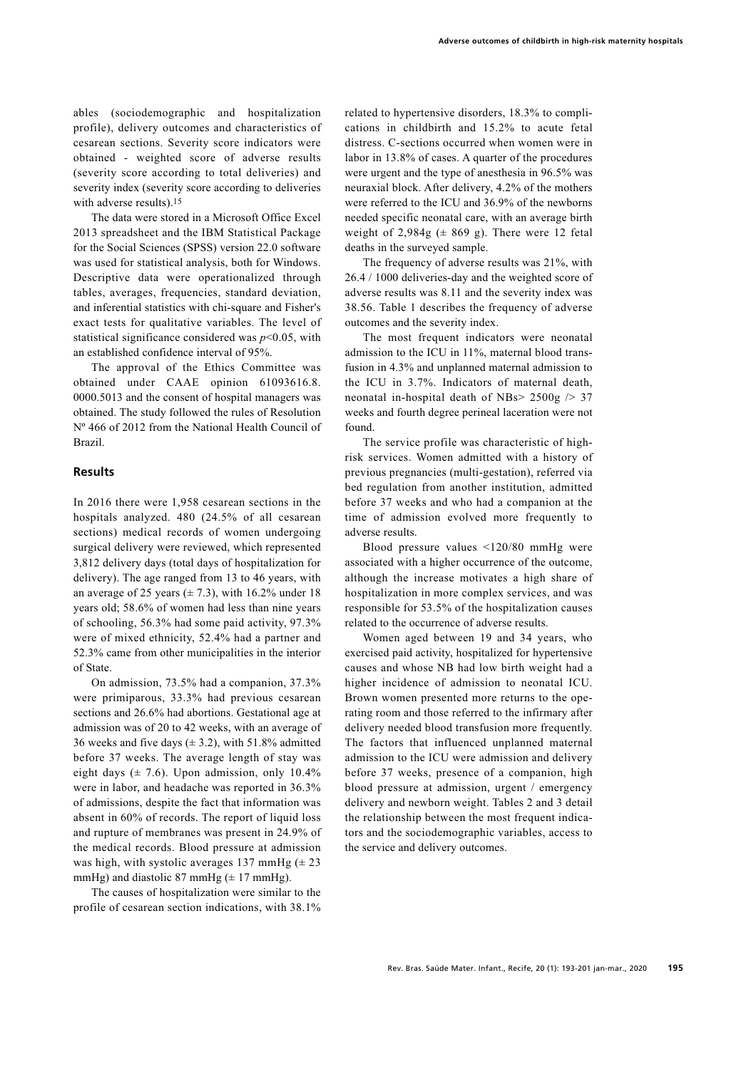ables (sociodemographic and hospitalization profile), delivery outcomes and characteristics of cesarean sections. Severity score indicators were obtained - weighted score of adverse results (severity score according to total deliveries) and severity index (severity score according to deliveries with adverse results).[15]

The data were stored in a Microsoft Office Excel 2013 spreadsheet and the IBM Statistical Package for the Social Sciences (SPSS) version 22.0 software was used for statistical analysis, both for Windows. Descriptive data were operationalized through tables, averages, frequencies, standard deviation, and inferential statistics with chi-square and Fisher's exact tests for qualitative variables. The level of statistical significance considered was $p<0.05$, with an established confidence interval of 95%.

The approval of the Ethics Committee was obtained under CAAE opinion 61093616.8. 0000.5013 and the consent of hospital managers was obtained. The study followed the rules of Resolution Nº 466 of 2012 from the National Health Council of Brazil.

## Results

In 2016 there were 1,958 cesarean sections in the hospitals analyzed. 480 (24.5% of all cesarean sections) medical records of women undergoing surgical delivery were reviewed, which represented 3,812 delivery days (total days of hospitalization for delivery). The age ranged from 13 to 46 years, with an average of 25 years (± 7.3), with 16.2% under 18 years old; 58.6% of women had less than nine years of schooling, 56.3% had some paid activity, 97.3% were of mixed ethnicity, 52.4% had a partner and 52.3% came from other municipalities in the interior of State.

On admission, 73.5% had a companion, 37.3% were primiparous, 33.3% had previous cesarean sections and 26.6% had abortions. Gestational age at admission was of 20 to 42 weeks, with an average of 36 weeks and five days (± 3.2), with 51.8% admitted before 37 weeks. The average length of stay was eight days (± 7.6). Upon admission, only 10.4% were in labor, and headache was reported in 36.3% of admissions, despite the fact that information was absent in 60% of records. The report of liquid loss and rupture of membranes was present in 24.9% of the medical records. Blood pressure at admission was high, with systolic averages 137 mmHg (± 23 mmHg) and diastolic 87 mmHg (± 17 mmHg).

The causes of hospitalization were similar to the profile of cesarean section indications, with 38.1% related to hypertensive disorders, 18.3% to complications in childbirth and 15.2% to acute fetal distress. C-sections occurred when women were in labor in 13.8% of cases. A quarter of the procedures were urgent and the type of anesthesia in 96.5% was neuraxial block. After delivery, 4.2% of the mothers were referred to the ICU and 36.9% of the newborns needed specific neonatal care, with an average birth weight of 2,984g (± 869 g). There were 12 fetal deaths in the surveyed sample.

The frequency of adverse results was 21%, with 26.4 / 1000 deliveries-day and the weighted score of adverse results was 8.11 and the severity index was 38.56. Table 1 describes the frequency of adverse outcomes and the severity index.

The most frequent indicators were neonatal admission to the ICU in 11%, maternal blood transfusion in 4.3% and unplanned maternal admission to the ICU in 3.7%. Indicators of maternal death, neonatal in-hospital death of NBs> 2500g /> 37 weeks and fourth degree perineal laceration were not found.

The service profile was characteristic of high-risk services. Women admitted with a history of previous pregnancies (multi-gestation), referred via bed regulation from another institution, admitted before 37 weeks and who had a companion at the time of admission evolved more frequently to adverse results.

Blood pressure values <120/80 mmHg were associated with a higher occurrence of the outcome, although the increase motivates a high share of hospitalization in more complex services, and was responsible for 53.5% of the hospitalization causes related to the occurrence of adverse results.

Women aged between 19 and 34 years, who exercised paid activity, hospitalized for hypertensive causes and whose NB had low birth weight had a higher incidence of admission to neonatal ICU. Brown women presented more returns to the operating room and those referred to the infirmary after delivery needed blood transfusion more frequently. The factors that influenced unplanned maternal admission to the ICU were admission and delivery before 37 weeks, presence of a companion, high blood pressure at admission, urgent / emergency delivery and newborn weight. Tables 2 and 3 detail the relationship between the most frequent indicators and the sociodemographic variables, access to the service and delivery outcomes.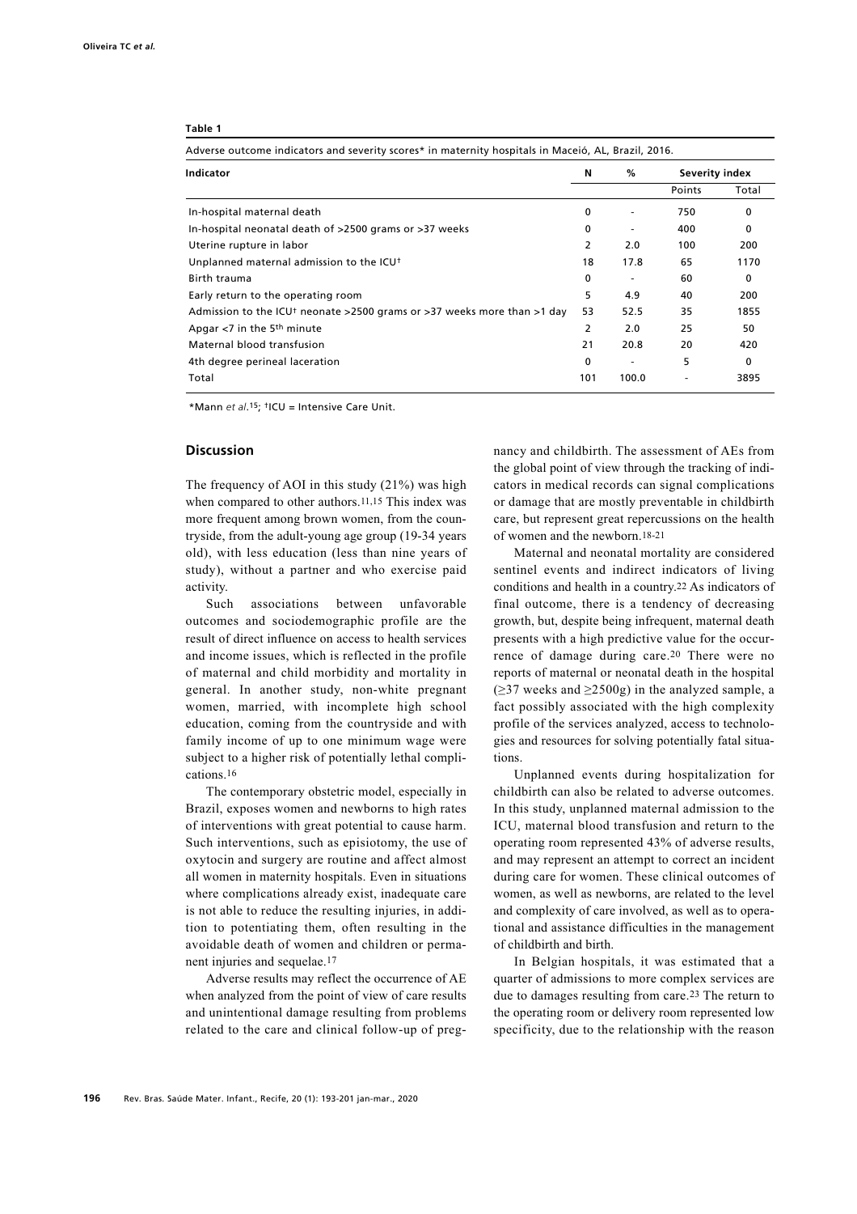**Table 1**

Adverse outcome indicators and severity scores* in maternity hospitals in Maceió, AL, Brazil, 2016.

| Indicator | N | % | Severity index | |
|---|---|---|---|---|
| | | | Points | Total |
| In-hospital maternal death | 0 | - | 750 | 0 |
| In-hospital neonatal death of >2500 grams or >37 weeks | 0 | - | 400 | 0 |
| Uterine rupture in labor | 2 | 2.0 | 100 | 200 |
| Unplanned maternal admission to the ICU† | 18 | 17.8 | 65 | 1170 |
| Birth trauma | 0 | - | 60 | 0 |
| Early return to the operating room | 5 | 4.9 | 40 | 200 |
| Admission to the ICU† neonate >2500 grams or >37 weeks more than >1 day | 53 | 52.5 | 35 | 1855 |
| Apgar <7 in the 5th minute | 2 | 2.0 | 25 | 50 |
| Maternal blood transfusion | 21 | 20.8 | 20 | 420 |
| 4th degree perineal laceration | 0 | - | 5 | 0 |
| Total | 101 | 100.0 | - | 3895 |

*Mann *et al*.[15]; †ICU = Intensive Care Unit.

## Discussion

The frequency of AOI in this study (21%) was high when compared to other authors.[11,15] This index was more frequent among brown women, from the countryside, from the adult-young age group (19-34 years old), with less education (less than nine years of study), without a partner and who exercise paid activity.

Such associations between unfavorable outcomes and sociodemographic profile are the result of direct influence on access to health services and income issues, which is reflected in the profile of maternal and child morbidity and mortality in general. In another study, non-white pregnant women, married, with incomplete high school education, coming from the countryside and with family income of up to one minimum wage were subject to a higher risk of potentially lethal complications.[16]

The contemporary obstetric model, especially in Brazil, exposes women and newborns to high rates of interventions with great potential to cause harm. Such interventions, such as episiotomy, the use of oxytocin and surgery are routine and affect almost all women in maternity hospitals. Even in situations where complications already exist, inadequate care is not able to reduce the resulting injuries, in addition to potentiating them, often resulting in the avoidable death of women and children or permanent injuries and sequelae.[17]

Adverse results may reflect the occurrence of AE when analyzed from the point of view of care results and unintentional damage resulting from problems related to the care and clinical follow-up of pregnancy and childbirth. The assessment of AEs from the global point of view through the tracking of indicators in medical records can signal complications or damage that are mostly preventable in childbirth care, but represent great repercussions on the health of women and the newborn.[18-21]

Maternal and neonatal mortality are considered sentinel events and indirect indicators of living conditions and health in a country.[22] As indicators of final outcome, there is a tendency of decreasing growth, but, despite being infrequent, maternal death presents with a high predictive value for the occurrence of damage during care.[20] There were no reports of maternal or neonatal death in the hospital ($\geq$37 weeks and $\geq$2500g) in the analyzed sample, a fact possibly associated with the high complexity profile of the services analyzed, access to technologies and resources for solving potentially fatal situations.

Unplanned events during hospitalization for childbirth can also be related to adverse outcomes. In this study, unplanned maternal admission to the ICU, maternal blood transfusion and return to the operating room represented 43% of adverse results, and may represent an attempt to correct an incident during care for women. These clinical outcomes of women, as well as newborns, are related to the level and complexity of care involved, as well as to operational and assistance difficulties in the management of childbirth and birth.

In Belgian hospitals, it was estimated that a quarter of admissions to more complex services are due to damages resulting from care.[23] The return to the operating room or delivery room represented low specificity, due to the relationship with the reason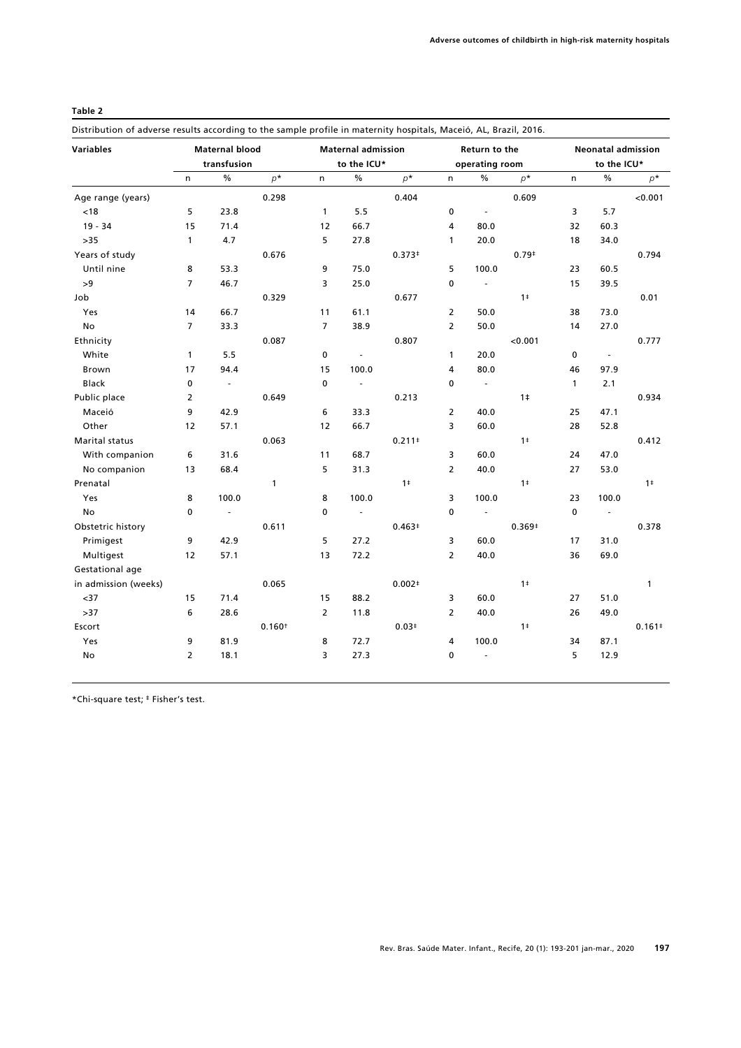**Table 2**

Distribution of adverse results according to the sample profile in maternity hospitals, Maceió, AL, Brazil, 2016.

| Variables | Maternal blood transfusion | | | Maternal admission to the ICU* | | | Return to the operating room | | | Neonatal admission to the ICU* | | |
|---|---|---|---|---|---|---|---|---|---|---|---|---|
| | n | % | $p$* | n | % | $p$* | n | % | $p$* | n | % | $p$* |
| Age range (years) | | | 0.298 | | | 0.404 | | | 0.609 | | | <0.001 |
| <18 | 5 | 23.8 | | 1 | 5.5 | | 0 | - | | 3 | 5.7 | |
| 19 - 34 | 15 | 71.4 | | 12 | 66.7 | | 4 | 80.0 | | 32 | 60.3 | |
| >35 | 1 | 4.7 | | 5 | 27.8 | | 1 | 20.0 | | 18 | 34.0 | |
| Years of study | | | 0.676 | | | 0.373‡ | | | 0.79‡ | | | 0.794 |
| Until nine | 8 | 53.3 | | 9 | 75.0 | | 5 | 100.0 | | 23 | 60.5 | |
| >9 | 7 | 46.7 | | 3 | 25.0 | | 0 | - | | 15 | 39.5 | |
| Job | | | 0.329 | | | 0.677 | | | 1‡ | | | 0.01 |
| Yes | 14 | 66.7 | | 11 | 61.1 | | 2 | 50.0 | | 38 | 73.0 | |
| No | 7 | 33.3 | | 7 | 38.9 | | 2 | 50.0 | | 14 | 27.0 | |
| Ethnicity | | | 0.087 | | | 0.807 | | | <0.001 | | | 0.777 |
| White | 1 | 5.5 | | 0 | - | | 1 | 20.0 | | 0 | - | |
| Brown | 17 | 94.4 | | 15 | 100.0 | | 4 | 80.0 | | 46 | 97.9 | |
| Black | 0 | - | | 0 | - | | 0 | - | | 1 | 2.1 | |
| Public place | 2 | | 0.649 | | | 0.213 | | | 1‡ | | | 0.934 |
| Maceió | 9 | 42.9 | | 6 | 33.3 | | 2 | 40.0 | | 25 | 47.1 | |
| Other | 12 | 57.1 | | 12 | 66.7 | | 3 | 60.0 | | 28 | 52.8 | |
| Marital status | | | 0.063 | | | 0.211‡ | | | 1‡ | | | 0.412 |
| With companion | 6 | 31.6 | | 11 | 68.7 | | 3 | 60.0 | | 24 | 47.0 | |
| No companion | 13 | 68.4 | | 5 | 31.3 | | 2 | 40.0 | | 27 | 53.0 | |
| Prenatal | | | 1 | | | 1‡ | | | 1‡ | | | 1‡ |
| Yes | 8 | 100.0 | | 8 | 100.0 | | 3 | 100.0 | | 23 | 100.0 | |
| No | 0 | - | | 0 | - | | 0 | - | | 0 | - | |
| Obstetric history | | | 0.611 | | | 0.463‡ | | | 0.369‡ | | | 0.378 |
| Primigest | 9 | 42.9 | | 5 | 27.2 | | 3 | 60.0 | | 17 | 31.0 | |
| Multigest | 12 | 57.1 | | 13 | 72.2 | | 2 | 40.0 | | 36 | 69.0 | |
| Gestational age in admission (weeks) | | | 0.065 | | | 0.002‡ | | | 1‡ | | | 1 |
| <37 | 15 | 71.4 | | 15 | 88.2 | | 3 | 60.0 | | 27 | 51.0 | |
| >37 | 6 | 28.6 | | 2 | 11.8 | | 2 | 40.0 | | 26 | 49.0 | |
| Escort | | | 0.160† | | | 0.03‡ | | | 1‡ | | | 0.161‡ |
| Yes | 9 | 81.9 | | 8 | 72.7 | | 4 | 100.0 | | 34 | 87.1 | |
| No | 2 | 18.1 | | 3 | 27.3 | | 0 | - | | 5 | 12.9 | |

*Chi-square test; ‡ Fisher's test.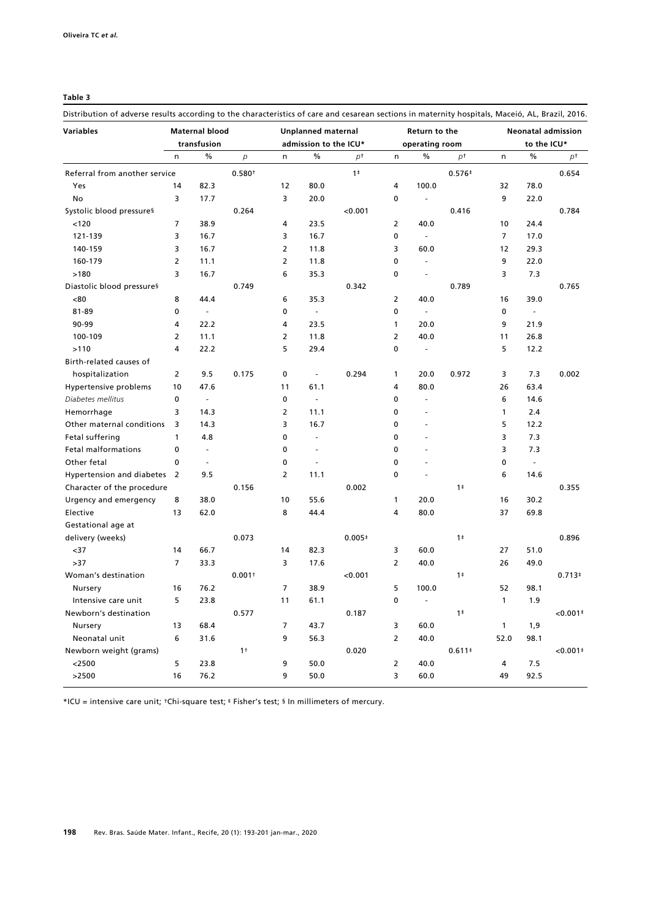**Table 3**

Distribution of adverse results according to the characteristics of care and cesarean sections in maternity hospitals, Maceió, AL, Brazil, 2016.

| Variables | Maternal blood transfusion | | | Unplanned maternal admission to the ICU* | | | Return to the operating room | | | Neonatal admission to the ICU* | | |
|---|---|---|---|---|---|---|---|---|---|---|---|---|
| | n | % | p | n | % | p† | n | % | p† | n | % | p† |
| Referral from another service | | | 0.580† | | | 1‡ | | | 0.576‡ | | | 0.654 |
| Yes | 14 | 82.3 | | 12 | 80.0 | | 4 | 100.0 | | 32 | 78.0 | |
| No | 3 | 17.7 | | 3 | 20.0 | | 0 | - | | 9 | 22.0 | |
| Systolic blood pressure§ | | | 0.264 | | | <0.001 | | | 0.416 | | | 0.784 |
| <120 | 7 | 38.9 | | 4 | 23.5 | | 2 | 40.0 | | 10 | 24.4 | |
| 121-139 | 3 | 16.7 | | 3 | 16.7 | | 0 | - | | 7 | 17.0 | |
| 140-159 | 3 | 16.7 | | 2 | 11.8 | | 3 | 60.0 | | 12 | 29.3 | |
| 160-179 | 2 | 11.1 | | 2 | 11.8 | | 0 | - | | 9 | 22.0 | |
| >180 | 3 | 16.7 | | 6 | 35.3 | | 0 | - | | 3 | 7.3 | |
| Diastolic blood pressure§ | | | 0.749 | | | 0.342 | | | 0.789 | | | 0.765 |
| <80 | 8 | 44.4 | | 6 | 35.3 | | 2 | 40.0 | | 16 | 39.0 | |
| 81-89 | 0 | - | | 0 | - | | 0 | - | | 0 | - | |
| 90-99 | 4 | 22.2 | | 4 | 23.5 | | 1 | 20.0 | | 9 | 21.9 | |
| 100-109 | 2 | 11.1 | | 2 | 11.8 | | 2 | 40.0 | | 11 | 26.8 | |
| >110 | 4 | 22.2 | | 5 | 29.4 | | 0 | - | | 5 | 12.2 | |
| Birth-related causes of hospitalization | 2 | 9.5 | 0.175 | 0 | - | 0.294 | 1 | 20.0 | 0.972 | 3 | 7.3 | 0.002 |
| Hypertensive problems | 10 | 47.6 | | 11 | 61.1 | | 4 | 80.0 | | 26 | 63.4 | |
| *Diabetes mellitus* | 0 | - | | 0 | - | | 0 | - | | 6 | 14.6 | |
| Hemorrhage | 3 | 14.3 | | 2 | 11.1 | | 0 | - | | 1 | 2.4 | |
| Other maternal conditions | 3 | 14.3 | | 3 | 16.7 | | 0 | - | | 5 | 12.2 | |
| Fetal suffering | 1 | 4.8 | | 0 | - | | 0 | - | | 3 | 7.3 | |
| Fetal malformations | 0 | - | | 0 | - | | 0 | - | | 3 | 7.3 | |
| Other fetal | 0 | - | | 0 | - | | 0 | - | | 0 | - | |
| Hypertension and diabetes | 2 | 9.5 | | 2 | 11.1 | | 0 | - | | 6 | 14.6 | |
| Character of the procedure | | | 0.156 | | | 0.002 | | | 1‡ | | | 0.355 |
| Urgency and emergency | 8 | 38.0 | | 10 | 55.6 | | 1 | 20.0 | | 16 | 30.2 | |
| Elective | 13 | 62.0 | | 8 | 44.4 | | 4 | 80.0 | | 37 | 69.8 | |
| Gestational age at delivery (weeks) | | | 0.073 | | | 0.005‡ | | | 1‡ | | | 0.896 |
| <37 | 14 | 66.7 | | 14 | 82.3 | | 3 | 60.0 | | 27 | 51.0 | |
| >37 | 7 | 33.3 | | 3 | 17.6 | | 2 | 40.0 | | 26 | 49.0 | |
| Woman's destination | | | 0.001† | | | <0.001 | | | 1‡ | | | 0.713‡ |
| Nursery | 16 | 76.2 | | 7 | 38.9 | | 5 | 100.0 | | 52 | 98.1 | |
| Intensive care unit | 5 | 23.8 | | 11 | 61.1 | | 0 | - | | 1 | 1.9 | |
| Newborn's destination | | | 0.577 | | | 0.187 | | | 1‡ | | | <0.001‡ |
| Nursery | 13 | 68.4 | | 7 | 43.7 | | 3 | 60.0 | | 1 | 1,9 | |
| Neonatal unit | 6 | 31.6 | | 9 | 56.3 | | 2 | 40.0 | | 52.0 | 98.1 | |
| Newborn weight (grams) | | | 1† | | | 0.020 | | | 0.611‡ | | | <0.001‡ |
| <2500 | 5 | 23.8 | | 9 | 50.0 | | 2 | 40.0 | | 4 | 7.5 | |
| >2500 | 16 | 76.2 | | 9 | 50.0 | | 3 | 60.0 | | 49 | 92.5 | |

*ICU = intensive care unit; †Chi-square test; ‡ Fisher's test; § In millimeters of mercury.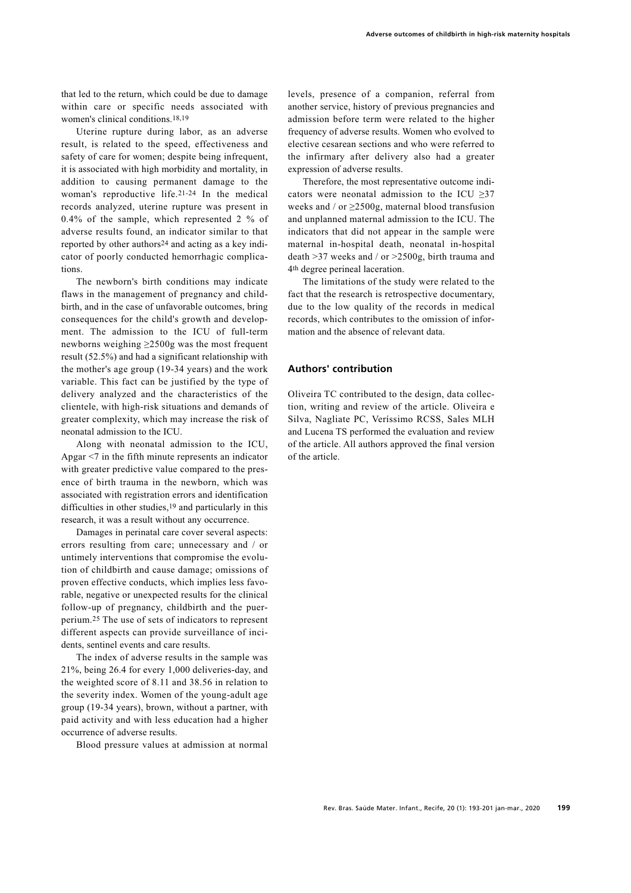that led to the return, which could be due to damage within care or specific needs associated with women's clinical conditions.[18,19]

Uterine rupture during labor, as an adverse result, is related to the speed, effectiveness and safety of care for women; despite being infrequent, it is associated with high morbidity and mortality, in addition to causing permanent damage to the woman's reproductive life.[21-24] In the medical records analyzed, uterine rupture was present in 0.4% of the sample, which represented 2 % of adverse results found, an indicator similar to that reported by other authors[24] and acting as a key indicator of poorly conducted hemorrhagic complications.

The newborn's birth conditions may indicate flaws in the management of pregnancy and childbirth, and in the case of unfavorable outcomes, bring consequences for the child's growth and development. The admission to the ICU of full-term newborns weighing ≥2500g was the most frequent result (52.5%) and had a significant relationship with the mother's age group (19-34 years) and the work variable. This fact can be justified by the type of delivery analyzed and the characteristics of the clientele, with high-risk situations and demands of greater complexity, which may increase the risk of neonatal admission to the ICU.

Along with neonatal admission to the ICU, Apgar <7 in the fifth minute represents an indicator with greater predictive value compared to the presence of birth trauma in the newborn, which was associated with registration errors and identification difficulties in other studies,[19] and particularly in this research, it was a result without any occurrence.

Damages in perinatal care cover several aspects: errors resulting from care; unnecessary and / or untimely interventions that compromise the evolution of childbirth and cause damage; omissions of proven effective conducts, which implies less favorable, negative or unexpected results for the clinical follow-up of pregnancy, childbirth and the puerperium.[25] The use of sets of indicators to represent different aspects can provide surveillance of incidents, sentinel events and care results.

The index of adverse results in the sample was 21%, being 26.4 for every 1,000 deliveries-day, and the weighted score of 8.11 and 38.56 in relation to the severity index. Women of the young-adult age group (19-34 years), brown, without a partner, with paid activity and with less education had a higher occurrence of adverse results.

Blood pressure values at admission at normal levels, presence of a companion, referral from another service, history of previous pregnancies and admission before term were related to the higher frequency of adverse results. Women who evolved to elective cesarean sections and who were referred to the infirmary after delivery also had a greater expression of adverse results.

Therefore, the most representative outcome indicators were neonatal admission to the ICU ≥37 weeks and / or ≥2500g, maternal blood transfusion and unplanned maternal admission to the ICU. The indicators that did not appear in the sample were maternal in-hospital death, neonatal in-hospital death >37 weeks and / or >2500g, birth trauma and 4th degree perineal laceration.

The limitations of the study were related to the fact that the research is retrospective documentary, due to the low quality of the records in medical records, which contributes to the omission of information and the absence of relevant data.

## Authors' contribution

Oliveira TC contributed to the design, data collection, writing and review of the article. Oliveira e Silva, Nagliate PC, Veríssimo RCSS, Sales MLH and Lucena TS performed the evaluation and review of the article. All authors approved the final version of the article.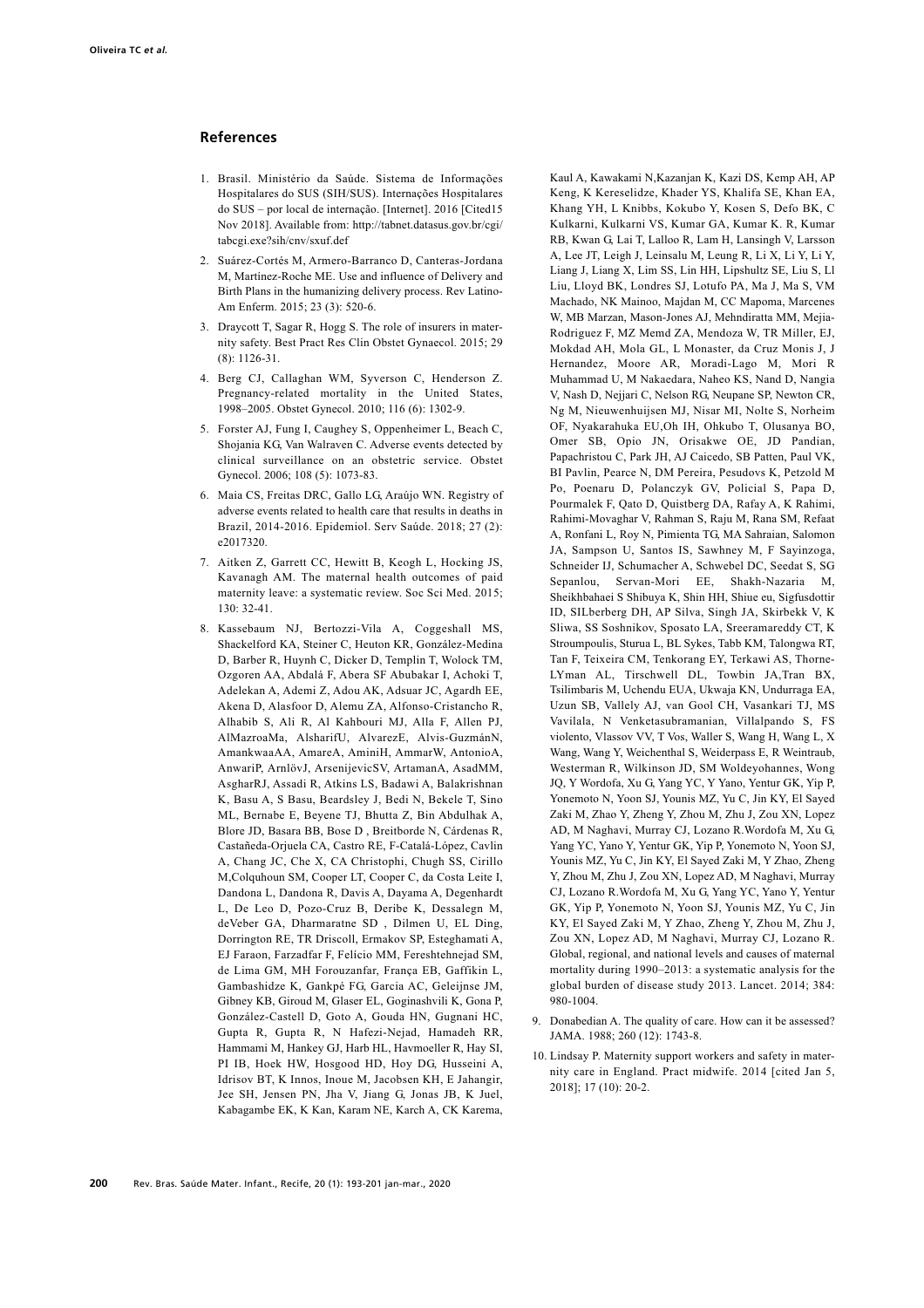## References

1. Brasil. Ministério da Saúde. Sistema de Informações Hospitalares do SUS (SIH/SUS). Internações Hospitalares do SUS – por local de internação. [Internet]. 2016 [Cited15 Nov 2018]. Available from: http://tabnet.datasus.gov.br/cgi/tabcgi.exe?sih/cnv/sxuf.def

2. Suárez-Cortés M, Armero-Barranco D, Canteras-Jordana M, Martínez-Roche ME. Use and influence of Delivery and Birth Plans in the humanizing delivery process. Rev Latino-Am Enferm. 2015; 23 (3): 520-6.

3. Draycott T, Sagar R, Hogg S. The role of insurers in maternity safety. Best Pract Res Clin Obstet Gynaecol. 2015; 29 (8): 1126-31.

4. Berg CJ, Callaghan WM, Syverson C, Henderson Z. Pregnancy-related mortality in the United States, 1998–2005. Obstet Gynecol. 2010; 116 (6): 1302-9.

5. Forster AJ, Fung I, Caughey S, Oppenheimer L, Beach C, Shojania KG, Van Walraven C. Adverse events detected by clinical surveillance on an obstetric service. Obstet Gynecol. 2006; 108 (5): 1073-83.

6. Maia CS, Freitas DRC, Gallo LG, Araújo WN. Registry of adverse events related to health care that results in deaths in Brazil, 2014-2016. Epidemiol. Serv Saúde. 2018; 27 (2): e2017320.

7. Aitken Z, Garrett CC, Hewitt B, Keogh L, Hocking JS, Kavanagh AM. The maternal health outcomes of paid maternity leave: a systematic review. Soc Sci Med. 2015; 130: 32-41.

8. Kassebaum NJ, Bertozzi-Vila A, Coggeshall MS, Shackelford KA, Steiner C, Heuton KR, González-Medina D, Barber R, Huynh C, Dicker D, Templin T, Wolock TM, Ozgoren AA, Abdalá F, Abera SF Abubakar I, Achoki T, Adelekan A, Ademi Z, Adou AK, Adsuar JC, Agardh EE, Akena D, Alasfoor D, Alemu ZA, Alfonso-Cristancho R, Alhabib S, Ali R, Al Kahbouri MJ, Alla F, Allen PJ, AlMazroaMa, AlsharifU, AlvarezE, Alvis-GuzmánN, AmankwaaAA, AmareA, AminiH, AmmarW, AntonioA, AnwariP, ArnlövJ, ArsenijevicSV, ArtamanA, AsadMM, AsgharRJ, Assadi R, Atkins LS, Badawi A, Balakrishnan K, Basu A, S Basu, Beardsley J, Bedi N, Bekele T, Sino ML, Bernabe E, Beyene TJ, Bhutta Z, Bin Abdulhak A, Blore JD, Basara BB, Bose D , Breitborde N, Cárdenas R, Castañeda-Orjuela CA, Castro RE, F-Catalá-López, Cavlin A, Chang JC, Che X, CA Christophi, Chugh SS, Cirillo M,Colquhoun SM, Cooper LT, Cooper C, da Costa Leite I, Dandona L, Dandona R, Davis A, Dayama A, Degenhardt L, De Leo D, Pozo-Cruz B, Deribe K, Dessalegn M, deVeber GA, Dharmaratne SD , Dilmen U, EL Ding, Dorrington RE, TR Driscoll, Ermakov SP, Esteghamati A, EJ Faraon, Farzadfar F, Felício MM, Fereshtehnejad SM, de Lima GM, MH Forouzanfar, França EB, Gaffikin L, Gambashidze K, Gankpé FG, Garcia AC, Geleijnse JM, Gibney KB, Giroud M, Glaser EL, Goginashvili K, Gona P, González-Castell D, Goto A, Gouda HN, Gugnani HC, Gupta R, Gupta R, N Hafezi-Nejad, Hamadeh RR, Hammami M, Hankey GJ, Harb HL, Havmoeller R, Hay SI, PI IB, Hoek HW, Hosgood HD, Hoy DG, Husseini A, Idrisov BT, K Innos, Inoue M, Jacobsen KH, E Jahangir, Jee SH, Jensen PN, Jha V, Jiang G, Jonas JB, K Juel, Kabagambe EK, K Kan, Karam NE, Karch A, CK Karema, Kaul A, Kawakami N,Kazanjan K, Kazi DS, Kemp AH, AP Keng, K Kereselidze, Khader YS, Khalifa SE, Khan EA, Khang YH, L Knibbs, Kokubo Y, Kosen S, Defo BK, C Kulkarni, Kulkarni VS, Kumar GA, Kumar K. R, Kumar RB, Kwan G, Lai T, Lalloo R, Lam H, Lansingh V, Larsson A, Lee JT, Leigh J, Leinsalu M, Leung R, Li X, Li Y, Li Y, Liang J, Liang X, Lim SS, Lin HH, Lipshultz SE, Liu S, Ll Liu, Lloyd BK, Londres SJ, Lotufo PA, Ma J, Ma S, VM Machado, NK Mainoo, Majdan M, CC Mapoma, Marcenes W, MB Marzan, Mason-Jones AJ, Mehndiratta MM, Mejia-Rodriguez F, MZ Memd ZA, Mendoza W, TR Miller, EJ, Mokdad AH, Mola GL, L Monaster, da Cruz Monis J, J Hernandez, Moore AR, Moradi-Lago M, Mori R Muhammad U, M Nakaedara, Naheo KS, Nand D, Nangia V, Nash D, Nejjari C, Nelson RG, Neupane SP, Newton CR, Ng M, Nieuwenhuijsen MJ, Nisar MI, Nolte S, Norheim OF, Nyakarahuka EU,Oh IH, Ohkubo T, Olusanya BO, Omer SB, Opio JN, Orisakwe OE, JD Pandian, Papachristou C, Park JH, AJ Caicedo, SB Patten, Paul VK, BI Pavlin, Pearce N, DM Pereira, Pesudovs K, Petzold M Po, Poenaru D, Polanczyk GV, Policial S, Papa D, Pourmalek F, Qato D, Quistberg DA, Rafay A, K Rahimi, Rahimi-Movaghar V, Rahman S, Raju M, Rana SM, Refaat A, Ronfani L, Roy N, Pimienta TG, MA Sahraian, Salomon JA, Sampson U, Santos IS, Sawhney M, F Sayinzoga, Schneider IJ, Schumacher A, Schwebel DC, Seedat S, SG Sepanlou, Servan-Mori EE, Shakh-Nazaria M, Sheikhbahaei S Shibuya K, Shin HH, Shiue eu, Sigfusdottir ID, SILberberg DH, AP Silva, Singh JA, Skirbekk V, K Sliwa, SS Soshnikov, Sposato LA, Sreeramareddy CT, K Stroumpoulis, Sturua L, BL Sykes, Tabb KM, Talongwa RT, Tan F, Teixeira CM, Tenkorang EY, Terkawi AS, Thorne-LYman AL, Tirschwell DL, Towbin JA,Tran BX, Tsilimbaris M, Uchendu EUA, Ukwaja KN, Undurraga EA, Uzun SB, Vallely AJ, van Gool CH, Vasankari TJ, MS Vavilala, N Venketasubramanian, Villalpando S, FS violento, Vlassov VV, T Vos, Waller S, Wang H, Wang L, X Wang, Wang Y, Weichenthal S, Weiderpass E, R Weintraub, Westerman R, Wilkinson JD, SM Woldeyohannes, Wong JQ, Y Wordofa, Xu G, Yang YC, Y Yano, Yentur GK, Yip P, Yonemoto N, Yoon SJ, Younis MZ, Yu C, Jin KY, El Sayed Zaki M, Zhao Y, Zheng Y, Zhou M, Zhu J, Zou XN, Lopez AD, M Naghavi, Murray CJ, Lozano R.Wordofa M, Xu G, Yang YC, Yano Y, Yentur GK, Yip P, Yonemoto N, Yoon SJ, Younis MZ, Yu C, Jin KY, El Sayed Zaki M, Y Zhao, Zheng Y, Zhou M, Zhu J, Zou XN, Lopez AD, M Naghavi, Murray CJ, Lozano R.Wordofa M, Xu G, Yang YC, Yano Y, Yentur GK, Yip P, Yonemoto N, Yoon SJ, Younis MZ, Yu C, Jin KY, El Sayed Zaki M, Y Zhao, Zheng Y, Zhou M, Zhu J, Zou XN, Lopez AD, M Naghavi, Murray CJ, Lozano R. Global, regional, and national levels and causes of maternal mortality during 1990–2013: a systematic analysis for the global burden of disease study 2013. Lancet. 2014; 384: 980-1004.

9. Donabedian A. The quality of care. How can it be assessed? JAMA. 1988; 260 (12): 1743-8.

10. Lindsay P. Maternity support workers and safety in maternity care in England. Pract midwife. 2014 [cited Jan 5, 2018]; 17 (10): 20-2.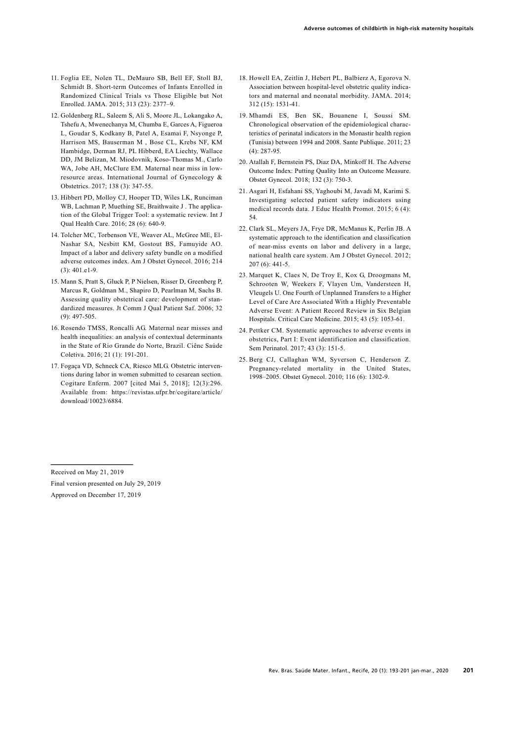11. Foglia EE, Nolen TL, DeMauro SB, Bell EF, Stoll BJ, Schmidt B. Short-term Outcomes of Infants Enrolled in Randomized Clinical Trials vs Those Eligible but Not Enrolled. JAMA. 2015; 313 (23): 2377–9.
12. Goldenberg RL, Saleem S, Ali S, Moore JL, Lokangako A, Tshefu A, Mwenechanya M, Chumba E, Garces A, Figueroa L, Goudar S, Kodkany B, Patel A, Esamai F, Nsyonge P, Harrison MS, Bauserman M , Bose CL, Krebs NF, KM Hambidge, Derman RJ, PL Hibberd, EA Liechty, Wallace DD, JM Belizan, M. Miodovnik, Koso-Thomas M., Carlo WA, Jobe AH, McClure EM. Maternal near miss in low-resource areas. International Journal of Gynecology & Obstetrics. 2017; 138 (3): 347-55.
13. Hibbert PD, Molloy CJ, Hooper TD, Wiles LK, Runciman WB, Lachman P, Muething SE, Braithwaite J . The application of the Global Trigger Tool: a systematic review. Int J Qual Health Care. 2016; 28 (6): 640-9.
14. Tolcher MC, Torbenson VE, Weaver AL, McGree ME, El-Nashar SA, Nesbitt KM, Gostout BS, Famuyide AO. Impact of a labor and delivery safety bundle on a modified adverse outcomes index. Am J Obstet Gynecol. 2016; 214 (3): 401.e1-9.
15. Mann S, Pratt S, Gluck P, P Nielsen, Risser D, Greenberg P, Marcus R, Goldman M., Shapiro D, Pearlman M, Sachs B. Assessing quality obstetrical care: development of standardized measures. Jt Comm J Qual Patient Saf. 2006; 32 (9): 497-505.
16. Rosendo TMSS, Roncalli AG. Maternal near misses and health inequalities: an analysis of contextual determinants in the State of Rio Grande do Norte, Brazil. Ciênc Saúde Coletiva. 2016; 21 (1): 191-201.
17. Fogaça VD, Schneck CA, Riesco MLG. Obstetric interventions during labor in women submitted to cesarean section. Cogitare Enferm. 2007 [cited Mai 5, 2018]; 12(3):296. Available from: https://revistas.ufpr.br/cogitare/article/download/10023/6884.
18. Howell EA, Zeitlin J, Hebert PL, Balbierz A, Egorova N. Association between hospital-level obstetric quality indicators and maternal and neonatal morbidity. JAMA. 2014; 312 (15): 1531-41.
19. Mhamdi ES, Ben SK, Bouanene I, Soussi SM. Chronological observation of the epidemiological characteristics of perinatal indicators in the Monastir health region (Tunisia) between 1994 and 2008. Sante Publique. 2011; 23 (4): 287-95.
20. Atallah F, Bernstein PS, Diaz DA, Minkoff H. The Adverse Outcome Index: Putting Quality Into an Outcome Measure. Obstet Gynecol. 2018; 132 (3): 750-3.
21. Asgari H, Esfahani SS, Yaghoubi M, Javadi M, Karimi S. Investigating selected patient safety indicators using medical records data. J Educ Health Promot. 2015; 6 (4): 54.
22. Clark SL, Meyers JA, Frye DR, McManus K, Perlin JB. A systematic approach to the identification and classification of near-miss events on labor and delivery in a large, national health care system. Am J Obstet Gynecol. 2012; 207 (6): 441-5.
23. Marquet K, Claes N, De Troy E, Kox G, Droogmans M, Schrooten W, Weekers F, Vlayen Um, Vandersteen H, Vleugels U. One Fourth of Unplanned Transfers to a Higher Level of Care Are Associated With a Highly Preventable Adverse Event: A Patient Record Review in Six Belgian Hospitals. Critical Care Medicine. 2015; 43 (5): 1053-61.
24. Pettker CM. Systematic approaches to adverse events in obstetrics, Part I: Event identification and classification. Sem Perinatol. 2017; 43 (3): 151-5.
25. Berg CJ, Callaghan WM, Syverson C, Henderson Z. Pregnancy-related mortality in the United States, 1998–2005. Obstet Gynecol. 2010; 116 (6): 1302-9.

---

Received on May 21, 2019

Final version presented on July 29, 2019

Approved on December 17, 2019